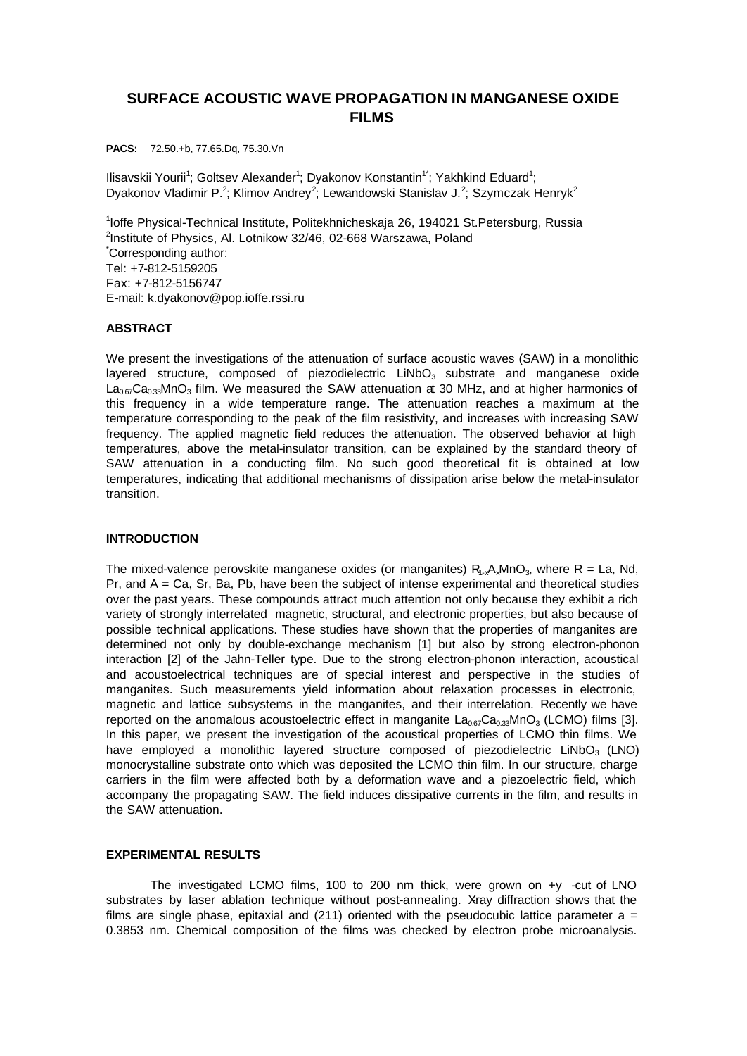# SURFACE ACOUSTIC WAVE PROPAGATION IN MANGANESE OXIDE FILMS

**PACS:** 72.50.+b, 77.65.Dq, 75.30.Vn

Ilisavskii Yourii[1]; Goltsev Alexander[1]; Dyakonov Konstantin[1*]; Yakhkind Eduard[1]; Dyakonov Vladimir P.[2]; Klimov Andrey[2]; Lewandowski Stanislav J.[2]; Szymczak Henryk[2]

[1]Ioffe Physical-Technical Institute, Politekhnicheskaja 26, 194021 St.Petersburg, Russia
[2]Institute of Physics, Al. Lotnikow 32/46, 02-668 Warszawa, Poland
[*]Corresponding author:
Tel: +7-812-5159205
Fax: +7-812-5156747
E-mail: k.dyakonov@pop.ioffe.rssi.ru

### ABSTRACT

We present the investigations of the attenuation of surface acoustic waves (SAW) in a monolithic layered structure, composed of piezodielectric $LiNbO_3$ substrate and manganese oxide $La_{0.67}Ca_{0.33}MnO_3$ film. We measured the SAW attenuation at 30 MHz, and at higher harmonics of this frequency in a wide temperature range. The attenuation reaches a maximum at the temperature corresponding to the peak of the film resistivity, and increases with increasing SAW frequency. The applied magnetic field reduces the attenuation. The observed behavior at high temperatures, above the metal-insulator transition, can be explained by the standard theory of SAW attenuation in a conducting film. No such good theoretical fit is obtained at low temperatures, indicating that additional mechanisms of dissipation arise below the metal-insulator transition.

### INTRODUCTION

The mixed-valence perovskite manganese oxides (or manganites) $R_{1-x}A_xMnO_3$, where R = La, Nd, Pr, and A = Ca, Sr, Ba, Pb, have been the subject of intense experimental and theoretical studies over the past years. These compounds attract much attention not only because they exhibit a rich variety of strongly interrelated magnetic, structural, and electronic properties, but also because of possible technical applications. These studies have shown that the properties of manganites are determined not only by double-exchange mechanism [1] but also by strong electron-phonon interaction [2] of the Jahn-Teller type. Due to the strong electron-phonon interaction, acoustical and acoustoelectrical techniques are of special interest and perspective in the studies of manganites. Such measurements yield information about relaxation processes in electronic, magnetic and lattice subsystems in the manganites, and their interrelation. Recently we have reported on the anomalous acoustoelectric effect in manganite $La_{0.67}Ca_{0.33}MnO_3$ (LCMO) films [3]. In this paper, we present the investigation of the acoustical properties of LCMO thin films. We have employed a monolithic layered structure composed of piezodielectric $LiNbO_3$ (LNO) monocrystalline substrate onto which was deposited the LCMO thin film. In our structure, charge carriers in the film were affected both by a deformation wave and a piezoelectric field, which accompany the propagating SAW. The field induces dissipative currents in the film, and results in the SAW attenuation.

### EXPERIMENTAL RESULTS

The investigated LCMO films, 100 to 200 nm thick, were grown on +y -cut of LNO substrates by laser ablation technique without post-annealing. X-ray diffraction shows that the films are single phase, epitaxial and (211) oriented with the pseudocubic lattice parameter a = 0.3853 nm. Chemical composition of the films was checked by electron probe microanalysis.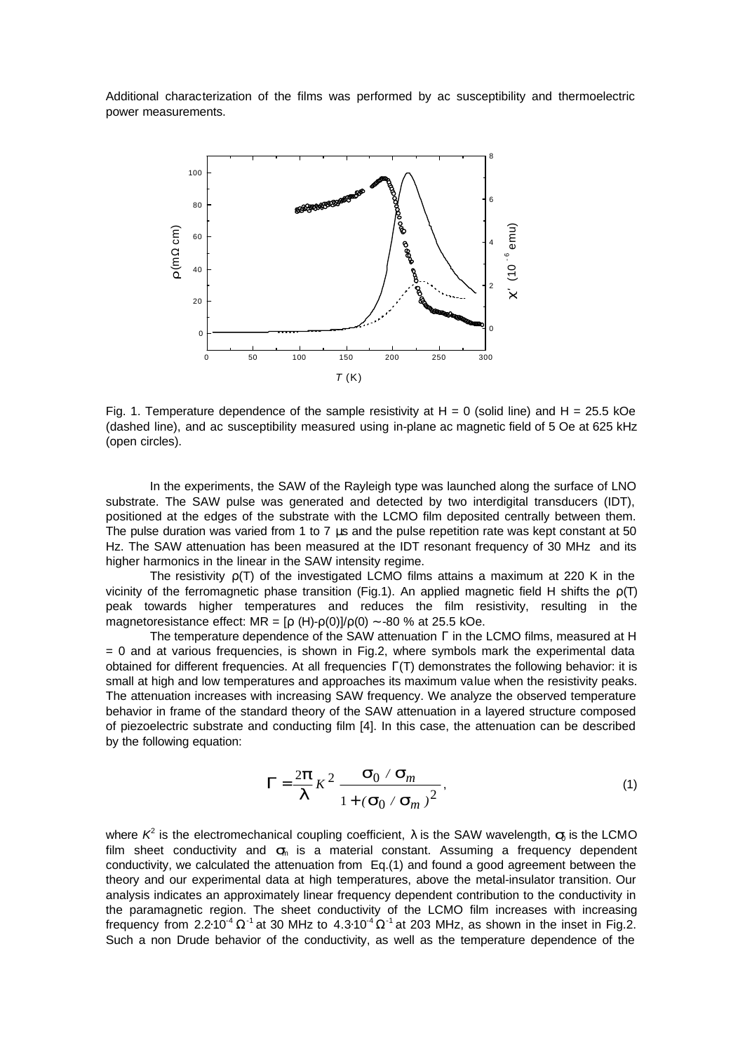Additional characterization of the films was performed by ac susceptibility and thermoelectric power measurements.

Fig. 1. Temperature dependence of the sample resistivity at H = 0 (solid line) and H = 25.5 kOe (dashed line), and ac susceptibility measured using in-plane ac magnetic field of 5 Oe at 625 kHz (open circles).

In the experiments, the SAW of the Rayleigh type was launched along the surface of LNO substrate. The SAW pulse was generated and detected by two interdigital transducers (IDT), positioned at the edges of the substrate with the LCMO film deposited centrally between them. The pulse duration was varied from 1 to 7 μs and the pulse repetition rate was kept constant at 50 Hz. The SAW attenuation has been measured at the IDT resonant frequency of 30 MHz and its higher harmonics in the linear in the SAW intensity regime.

The resistivity $\rho(T)$ of the investigated LCMO films attains a maximum at 220 K in the vicinity of the ferromagnetic phase transition (Fig.1). An applied magnetic field H shifts the $\rho(T)$ peak towards higher temperatures and reduces the film resistivity, resulting in the magnetoresistance effect: $MR = [\rho(H)-\rho(0)]/\rho(0) \sim -80$ % at 25.5 kOe.

The temperature dependence of the SAW attenuation $\Gamma$ in the LCMO films, measured at H = 0 and at various frequencies, is shown in Fig.2, where symbols mark the experimental data obtained for different frequencies. At all frequencies $\Gamma(T)$ demonstrates the following behavior: it is small at high and low temperatures and approaches its maximum value when the resistivity peaks. The attenuation increases with increasing SAW frequency. We analyze the observed temperature behavior in frame of the standard theory of the SAW attenuation in a layered structure composed of piezoelectric substrate and conducting film [4]. In this case, the attenuation can be described by the following equation:

$$\Gamma = \frac{2\pi}{\lambda} K^2 \frac{\sigma_0 / \sigma_m}{1 + (\sigma_0 / \sigma_m)^2}, \tag{1}$$

where $K^2$ is the electromechanical coupling coefficient, $\lambda$ is the SAW wavelength, $\sigma_0$ is the LCMO film sheet conductivity and $\sigma_m$ is a material constant. Assuming a frequency dependent conductivity, we calculated the attenuation from Eq.(1) and found a good agreement between the theory and our experimental data at high temperatures, above the metal-insulator transition. Our analysis indicates an approximately linear frequency dependent contribution to the conductivity in the paramagnetic region. The sheet conductivity of the LCMO film increases with increasing frequency from $2.2 \cdot 10^{-4}\ \Omega^{-1}$ at 30 MHz to $4.3 \cdot 10^{-4}\ \Omega^{-1}$ at 203 MHz, as shown in the inset in Fig.2. Such a non Drude behavior of the conductivity, as well as the temperature dependence of the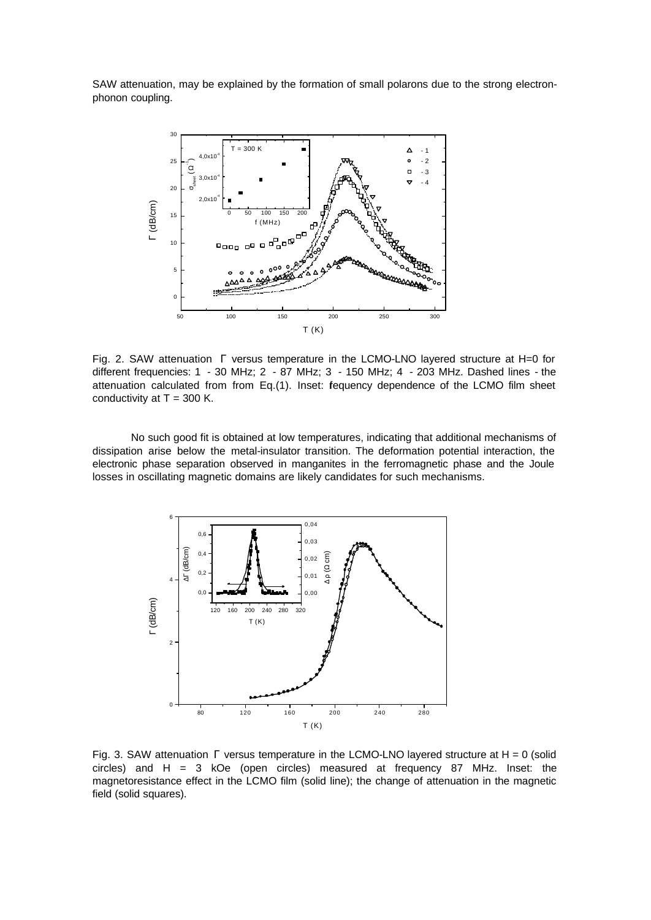SAW attenuation, may be explained by the formation of small polarons due to the strong electron-phonon coupling.

Fig. 2. SAW attenuation $\Gamma$ versus temperature in the LCMO-LNO layered structure at H=0 for different frequencies: 1 - 30 MHz; 2 - 87 MHz; 3 - 150 MHz; 4 - 203 MHz. Dashed lines - the attenuation calculated from from Eq.(1). Inset: fequency dependence of the LCMO film sheet conductivity at T = 300 K.

No such good fit is obtained at low temperatures, indicating that additional mechanisms of dissipation arise below the metal-insulator transition. The deformation potential interaction, the electronic phase separation observed in manganites in the ferromagnetic phase and the Joule losses in oscillating magnetic domains are likely candidates for such mechanisms.

Fig. 3. SAW attenuation $\Gamma$ versus temperature in the LCMO-LNO layered structure at H = 0 (solid circles) and H = 3 kOe (open circles) measured at frequency 87 MHz. Inset: the magnetoresistance effect in the LCMO film (solid line); the change of attenuation in the magnetic field (solid squares).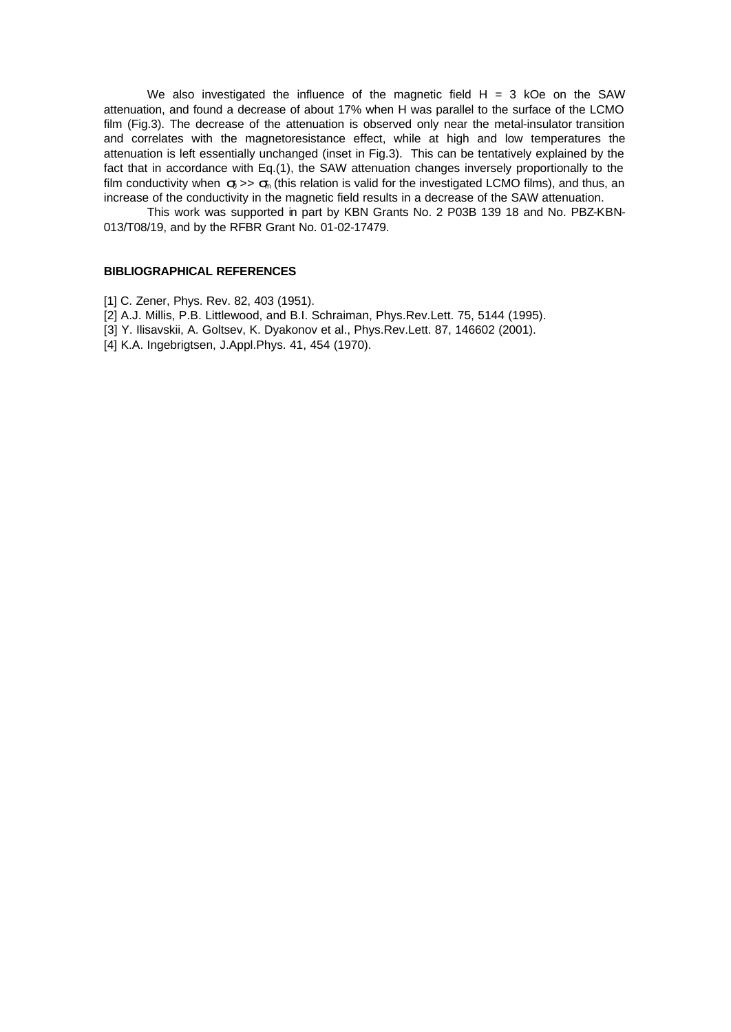We also investigated the influence of the magnetic field H = 3 kOe on the SAW attenuation, and found a decrease of about 17% when H was parallel to the surface of the LCMO film (Fig.3). The decrease of the attenuation is observed only near the metal-insulator transition and correlates with the magnetoresistance effect, while at high and low temperatures the attenuation is left essentially unchanged (inset in Fig.3). This can be tentatively explained by the fact that in accordance with Eq.(1), the SAW attenuation changes inversely proportionally to the film conductivity when $\sigma_0 >> \sigma_m$ (this relation is valid for the investigated LCMO films), and thus, an increase of the conductivity in the magnetic field results in a decrease of the SAW attenuation.

This work was supported in part by KBN Grants No. 2 P03B 139 18 and No. PBZ-KBN-013/T08/19, and by the RFBR Grant No. 01-02-17479.

**BIBLIOGRAPHICAL REFERENCES**

[1] C. Zener, Phys. Rev. 82, 403 (1951).
[2] A.J. Millis, P.B. Littlewood, and B.I. Schraiman, Phys.Rev.Lett. 75, 5144 (1995).
[3] Y. Ilisavskii, A. Goltsev, K. Dyakonov et al., Phys.Rev.Lett. 87, 146602 (2001).
[4] K.A. Ingebrigtsen, J.Appl.Phys. 41, 454 (1970).